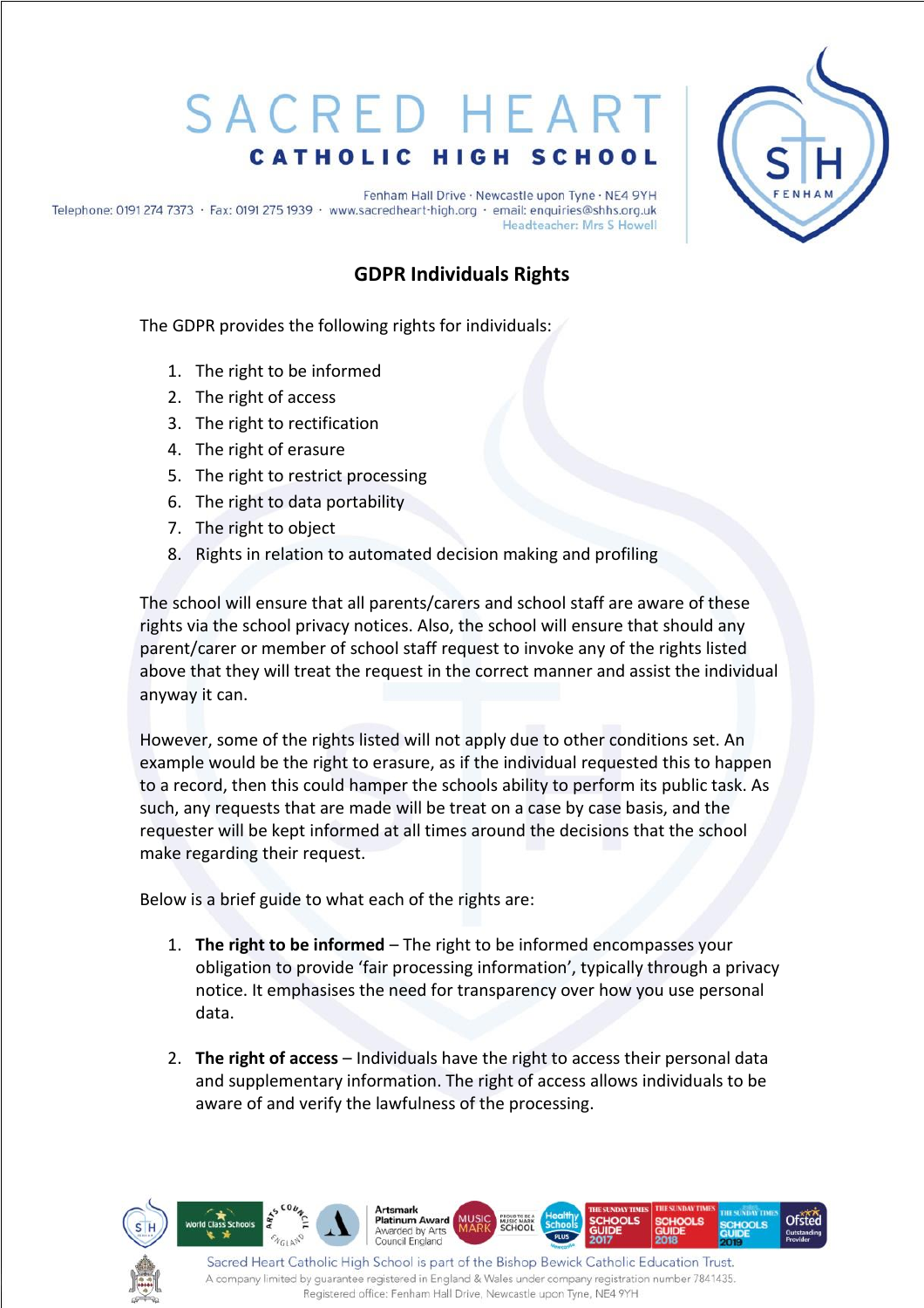# SACRED HEART CATHOLIC HIGH SCHOOL

Fenham Hall Drive · Newcastle upon Tyne · NE4 9YH
Telephone: 0191 274 7373 · Fax: 0191 275 1939 · www.sacredheart-high.org · email: enquiries@shhs.org.uk
Headteacher: Mrs S Howell

## GDPR Individuals Rights

The GDPR provides the following rights for individuals:

1. The right to be informed
2. The right of access
3. The right to rectification
4. The right of erasure
5. The right to restrict processing
6. The right to data portability
7. The right to object
8. Rights in relation to automated decision making and profiling

The school will ensure that all parents/carers and school staff are aware of these rights via the school privacy notices. Also, the school will ensure that should any parent/carer or member of school staff request to invoke any of the rights listed above that they will treat the request in the correct manner and assist the individual anyway it can.

However, some of the rights listed will not apply due to other conditions set. An example would be the right to erasure, as if the individual requested this to happen to a record, then this could hamper the schools ability to perform its public task. As such, any requests that are made will be treat on a case by case basis, and the requester will be kept informed at all times around the decisions that the school make regarding their request.

Below is a brief guide to what each of the rights are:

1. **The right to be informed** – The right to be informed encompasses your obligation to provide 'fair processing information', typically through a privacy notice. It emphasises the need for transparency over how you use personal data.

2. **The right of access** – Individuals have the right to access their personal data and supplementary information. The right of access allows individuals to be aware of and verify the lawfulness of the processing.

Sacred Heart Catholic High School is part of the Bishop Bewick Catholic Education Trust.
A company limited by guarantee registered in England & Wales under company registration number 7841435.
Registered office: Fenham Hall Drive, Newcastle upon Tyne, NE4 9YH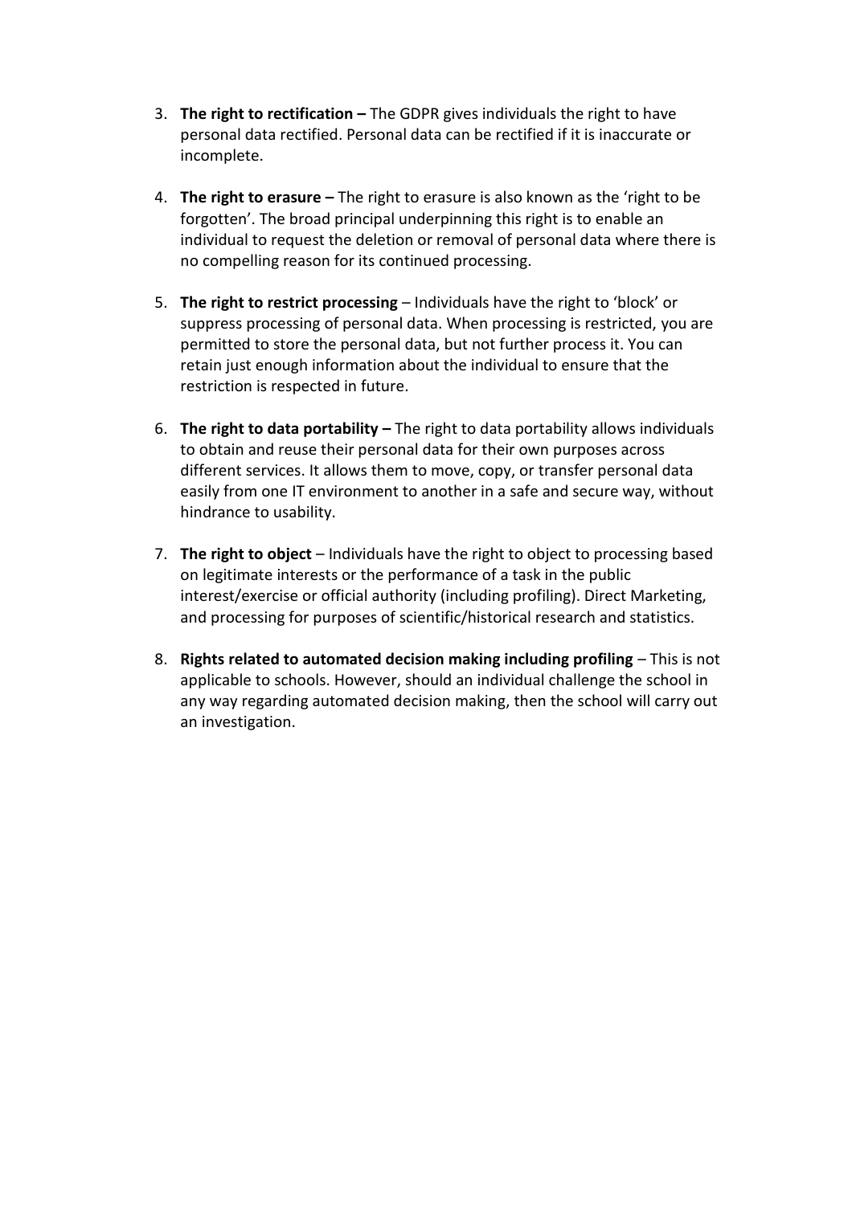3. **The right to rectification –** The GDPR gives individuals the right to have personal data rectified. Personal data can be rectified if it is inaccurate or incomplete.

4. **The right to erasure –** The right to erasure is also known as the 'right to be forgotten'. The broad principal underpinning this right is to enable an individual to request the deletion or removal of personal data where there is no compelling reason for its continued processing.

5. **The right to restrict processing** – Individuals have the right to 'block' or suppress processing of personal data. When processing is restricted, you are permitted to store the personal data, but not further process it. You can retain just enough information about the individual to ensure that the restriction is respected in future.

6. **The right to data portability –** The right to data portability allows individuals to obtain and reuse their personal data for their own purposes across different services. It allows them to move, copy, or transfer personal data easily from one IT environment to another in a safe and secure way, without hindrance to usability.

7. **The right to object** – Individuals have the right to object to processing based on legitimate interests or the performance of a task in the public interest/exercise or official authority (including profiling). Direct Marketing, and processing for purposes of scientific/historical research and statistics.

8. **Rights related to automated decision making including profiling** – This is not applicable to schools. However, should an individual challenge the school in any way regarding automated decision making, then the school will carry out an investigation.